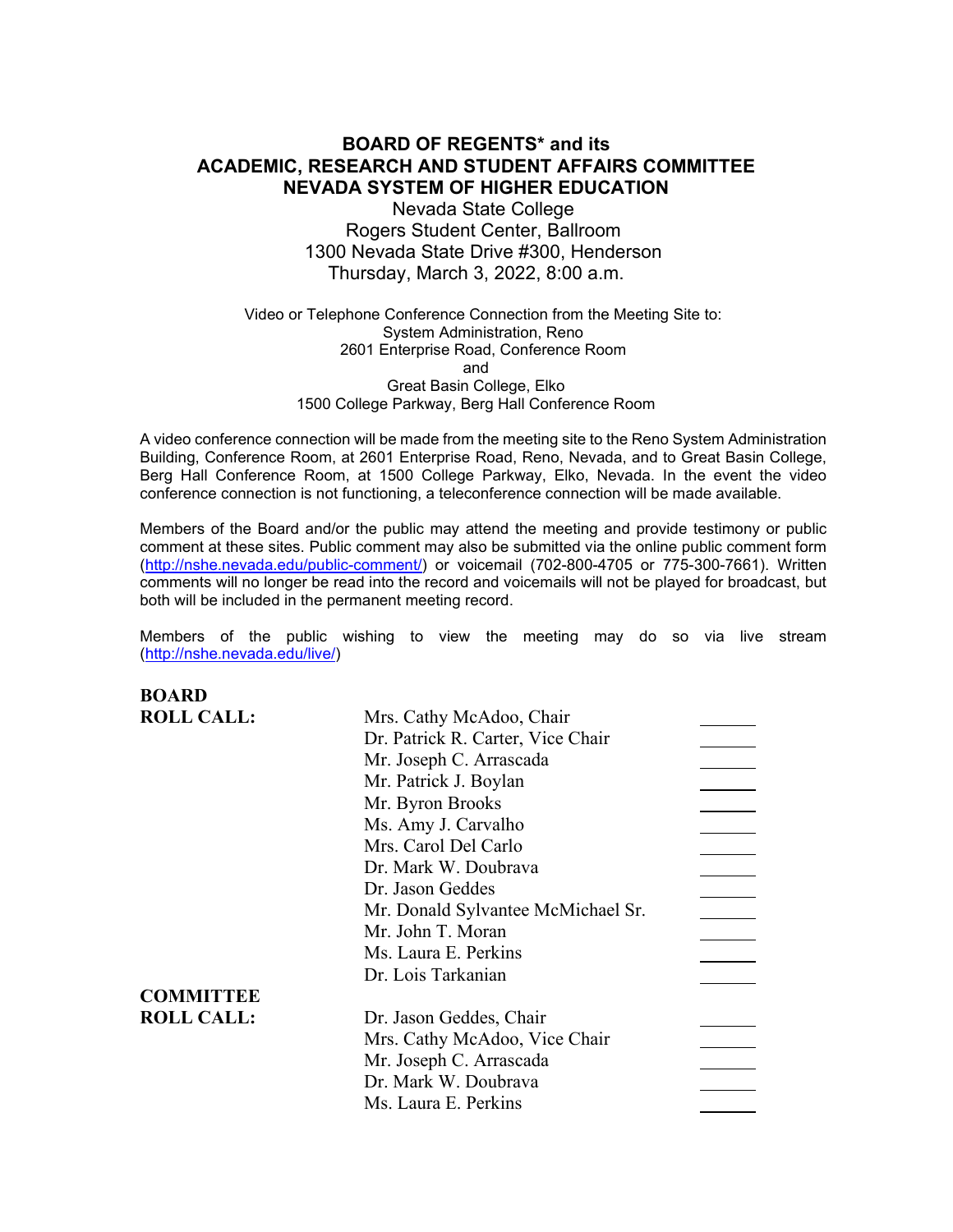# BOARD OF REGENTS* and its
# ACADEMIC, RESEARCH AND STUDENT AFFAIRS COMMITTEE
# NEVADA SYSTEM OF HIGHER EDUCATION

Nevada State College
Rogers Student Center, Ballroom
1300 Nevada State Drive #300, Henderson
Thursday, March 3, 2022, 8:00 a.m.

Video or Telephone Conference Connection from the Meeting Site to:
System Administration, Reno
2601 Enterprise Road, Conference Room
and
Great Basin College, Elko
1500 College Parkway, Berg Hall Conference Room

A video conference connection will be made from the meeting site to the Reno System Administration Building, Conference Room, at 2601 Enterprise Road, Reno, Nevada, and to Great Basin College, Berg Hall Conference Room, at 1500 College Parkway, Elko, Nevada. In the event the video conference connection is not functioning, a teleconference connection will be made available.

Members of the Board and/or the public may attend the meeting and provide testimony or public comment at these sites. Public comment may also be submitted via the online public comment form (http://nshe.nevada.edu/public-comment/) or voicemail (702-800-4705 or 775-300-7661). Written comments will no longer be read into the record and voicemails will not be played for broadcast, but both will be included in the permanent meeting record.

Members of the public wishing to view the meeting may do so via live stream (http://nshe.nevada.edu/live/)

| | | |
|---|---|---|
| **BOARD ROLL CALL:** | Mrs. Cathy McAdoo, Chair | ______ |
| | Dr. Patrick R. Carter, Vice Chair | ______ |
| | Mr. Joseph C. Arrascada | ______ |
| | Mr. Patrick J. Boylan | ______ |
| | Mr. Byron Brooks | ______ |
| | Ms. Amy J. Carvalho | ______ |
| | Mrs. Carol Del Carlo | ______ |
| | Dr. Mark W. Doubrava | ______ |
| | Dr. Jason Geddes | ______ |
| | Mr. Donald Sylvantee McMichael Sr. | ______ |
| | Mr. John T. Moran | ______ |
| | Ms. Laura E. Perkins | ______ |
| | Dr. Lois Tarkanian | ______ |
| **COMMITTEE ROLL CALL:** | Dr. Jason Geddes, Chair | ______ |
| | Mrs. Cathy McAdoo, Vice Chair | ______ |
| | Mr. Joseph C. Arrascada | ______ |
| | Dr. Mark W. Doubrava | ______ |
| | Ms. Laura E. Perkins | ______ |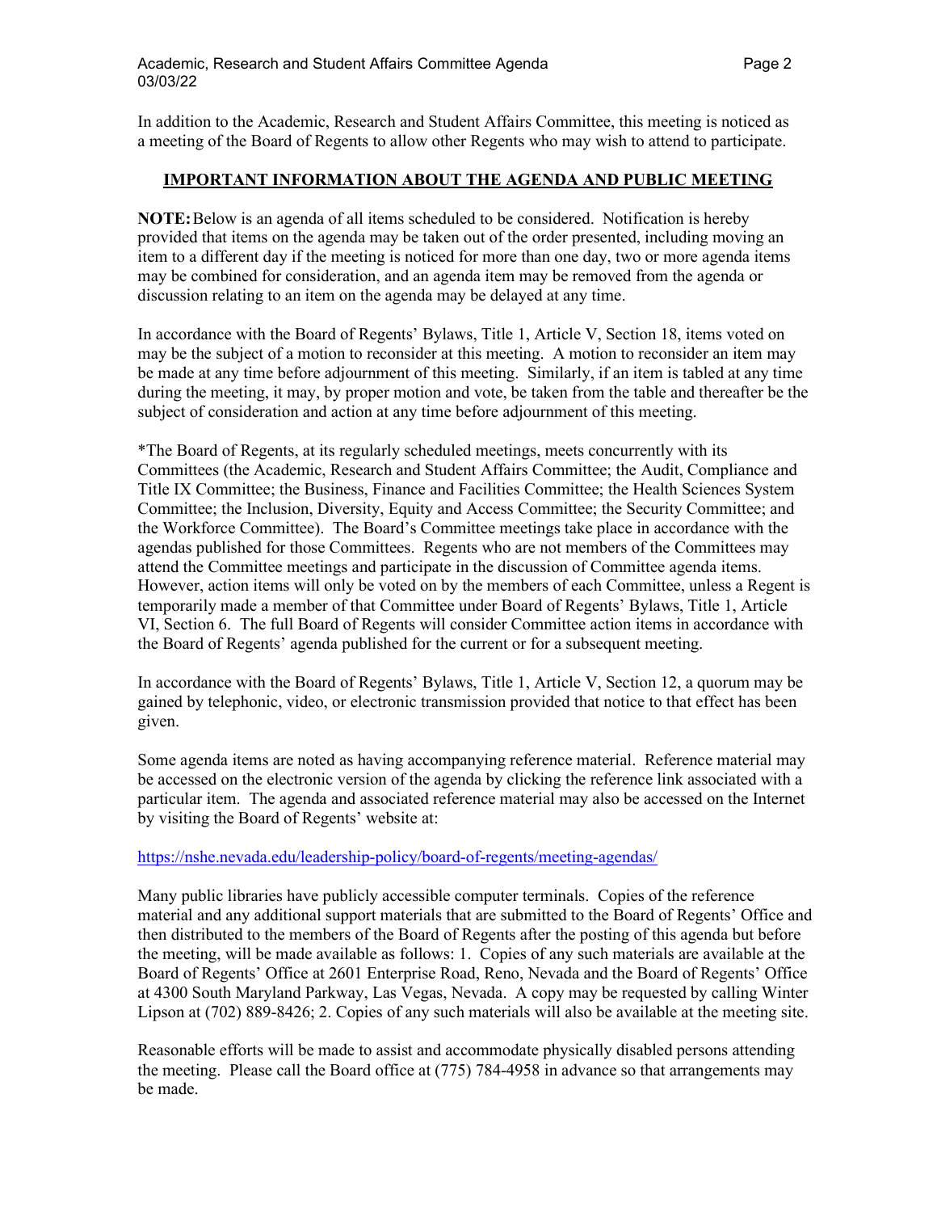In addition to the Academic, Research and Student Affairs Committee, this meeting is noticed as a meeting of the Board of Regents to allow other Regents who may wish to attend to participate.

## IMPORTANT INFORMATION ABOUT THE AGENDA AND PUBLIC MEETING

**NOTE:** Below is an agenda of all items scheduled to be considered. Notification is hereby provided that items on the agenda may be taken out of the order presented, including moving an item to a different day if the meeting is noticed for more than one day, two or more agenda items may be combined for consideration, and an agenda item may be removed from the agenda or discussion relating to an item on the agenda may be delayed at any time.

In accordance with the Board of Regents' Bylaws, Title 1, Article V, Section 18, items voted on may be the subject of a motion to reconsider at this meeting. A motion to reconsider an item may be made at any time before adjournment of this meeting. Similarly, if an item is tabled at any time during the meeting, it may, by proper motion and vote, be taken from the table and thereafter be the subject of consideration and action at any time before adjournment of this meeting.

*The Board of Regents, at its regularly scheduled meetings, meets concurrently with its Committees (the Academic, Research and Student Affairs Committee; the Audit, Compliance and Title IX Committee; the Business, Finance and Facilities Committee; the Health Sciences System Committee; the Inclusion, Diversity, Equity and Access Committee; the Security Committee; and the Workforce Committee). The Board's Committee meetings take place in accordance with the agendas published for those Committees. Regents who are not members of the Committees may attend the Committee meetings and participate in the discussion of Committee agenda items. However, action items will only be voted on by the members of each Committee, unless a Regent is temporarily made a member of that Committee under Board of Regents' Bylaws, Title 1, Article VI, Section 6. The full Board of Regents will consider Committee action items in accordance with the Board of Regents' agenda published for the current or for a subsequent meeting.

In accordance with the Board of Regents' Bylaws, Title 1, Article V, Section 12, a quorum may be gained by telephonic, video, or electronic transmission provided that notice to that effect has been given.

Some agenda items are noted as having accompanying reference material. Reference material may be accessed on the electronic version of the agenda by clicking the reference link associated with a particular item. The agenda and associated reference material may also be accessed on the Internet by visiting the Board of Regents' website at:

https://nshe.nevada.edu/leadership-policy/board-of-regents/meeting-agendas/

Many public libraries have publicly accessible computer terminals. Copies of the reference material and any additional support materials that are submitted to the Board of Regents' Office and then distributed to the members of the Board of Regents after the posting of this agenda but before the meeting, will be made available as follows: 1. Copies of any such materials are available at the Board of Regents' Office at 2601 Enterprise Road, Reno, Nevada and the Board of Regents' Office at 4300 South Maryland Parkway, Las Vegas, Nevada. A copy may be requested by calling Winter Lipson at (702) 889-8426; 2. Copies of any such materials will also be available at the meeting site.

Reasonable efforts will be made to assist and accommodate physically disabled persons attending the meeting. Please call the Board office at (775) 784-4958 in advance so that arrangements may be made.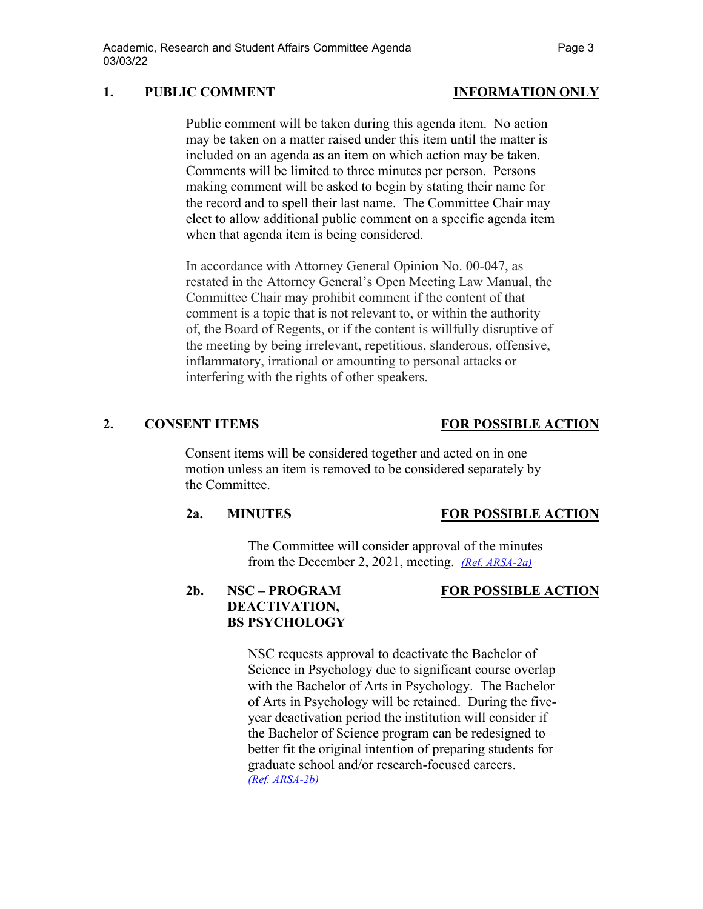## 1. PUBLIC COMMENT — INFORMATION ONLY

Public comment will be taken during this agenda item. No action may be taken on a matter raised under this item until the matter is included on an agenda as an item on which action may be taken. Comments will be limited to three minutes per person. Persons making comment will be asked to begin by stating their name for the record and to spell their last name. The Committee Chair may elect to allow additional public comment on a specific agenda item when that agenda item is being considered.

In accordance with Attorney General Opinion No. 00-047, as restated in the Attorney General's Open Meeting Law Manual, the Committee Chair may prohibit comment if the content of that comment is a topic that is not relevant to, or within the authority of, the Board of Regents, or if the content is willfully disruptive of the meeting by being irrelevant, repetitious, slanderous, offensive, inflammatory, irrational or amounting to personal attacks or interfering with the rights of other speakers.

## 2. CONSENT ITEMS — FOR POSSIBLE ACTION

Consent items will be considered together and acted on in one motion unless an item is removed to be considered separately by the Committee.

### 2a. MINUTES — FOR POSSIBLE ACTION

The Committee will consider approval of the minutes from the December 2, 2021, meeting. *(Ref. ARSA-2a)*

### 2b. NSC – PROGRAM DEACTIVATION, BS PSYCHOLOGY — FOR POSSIBLE ACTION

NSC requests approval to deactivate the Bachelor of Science in Psychology due to significant course overlap with the Bachelor of Arts in Psychology. The Bachelor of Arts in Psychology will be retained. During the five-year deactivation period the institution will consider if the Bachelor of Science program can be redesigned to better fit the original intention of preparing students for graduate school and/or research-focused careers. *(Ref. ARSA-2b)*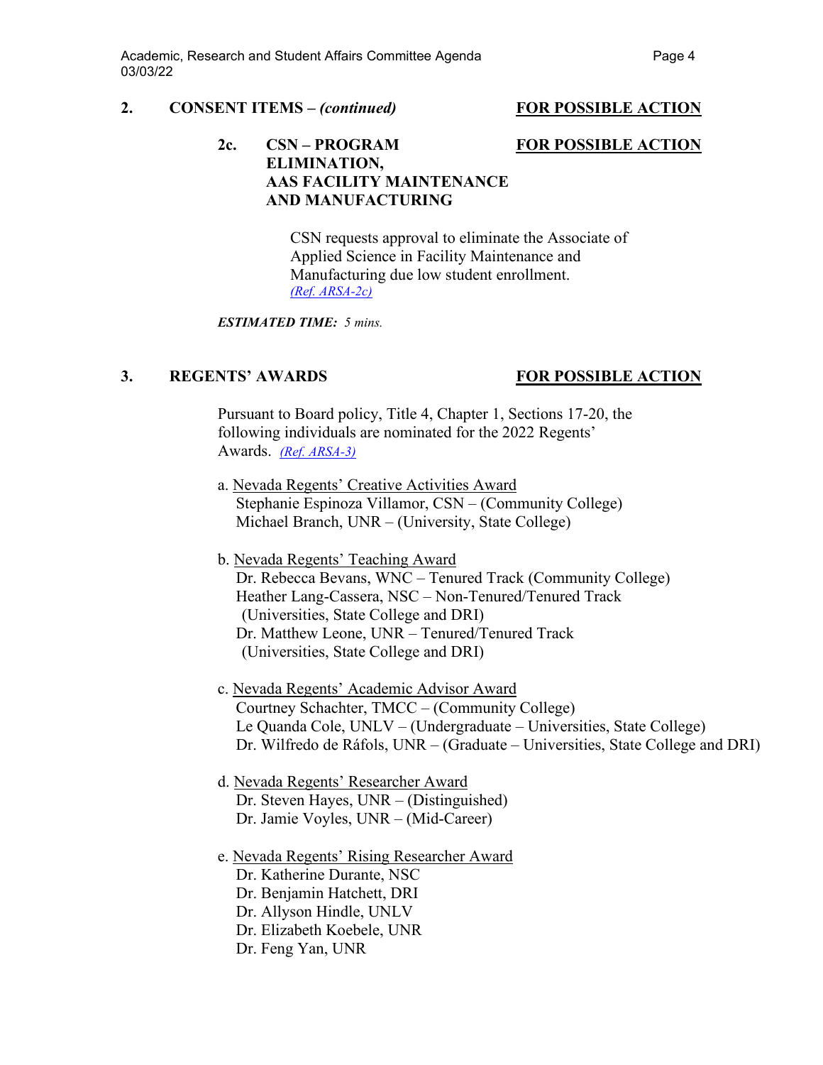## 2. CONSENT ITEMS – *(continued)* **FOR POSSIBLE ACTION**

### 2c. CSN – PROGRAM ELIMINATION, AAS FACILITY MAINTENANCE AND MANUFACTURING **FOR POSSIBLE ACTION**

CSN requests approval to eliminate the Associate of Applied Science in Facility Maintenance and Manufacturing due low student enrollment. *(Ref. ARSA-2c)*

***ESTIMATED TIME:*** *5 mins.*

## 3. REGENTS' AWARDS **FOR POSSIBLE ACTION**

Pursuant to Board policy, Title 4, Chapter 1, Sections 17-20, the following individuals are nominated for the 2022 Regents' Awards. *(Ref. ARSA-3)*

a. Nevada Regents' Creative Activities Award
- Stephanie Espinoza Villamor, CSN – (Community College)
- Michael Branch, UNR – (University, State College)

b. Nevada Regents' Teaching Award
- Dr. Rebecca Bevans, WNC – Tenured Track (Community College)
- Heather Lang-Cassera, NSC – Non-Tenured/Tenured Track (Universities, State College and DRI)
- Dr. Matthew Leone, UNR – Tenured/Tenured Track (Universities, State College and DRI)

c. Nevada Regents' Academic Advisor Award
- Courtney Schachter, TMCC – (Community College)
- Le Quanda Cole, UNLV – (Undergraduate – Universities, State College)
- Dr. Wilfredo de Ráfols, UNR – (Graduate – Universities, State College and DRI)

d. Nevada Regents' Researcher Award
- Dr. Steven Hayes, UNR – (Distinguished)
- Dr. Jamie Voyles, UNR – (Mid-Career)

e. Nevada Regents' Rising Researcher Award
- Dr. Katherine Durante, NSC
- Dr. Benjamin Hatchett, DRI
- Dr. Allyson Hindle, UNLV
- Dr. Elizabeth Koebele, UNR
- Dr. Feng Yan, UNR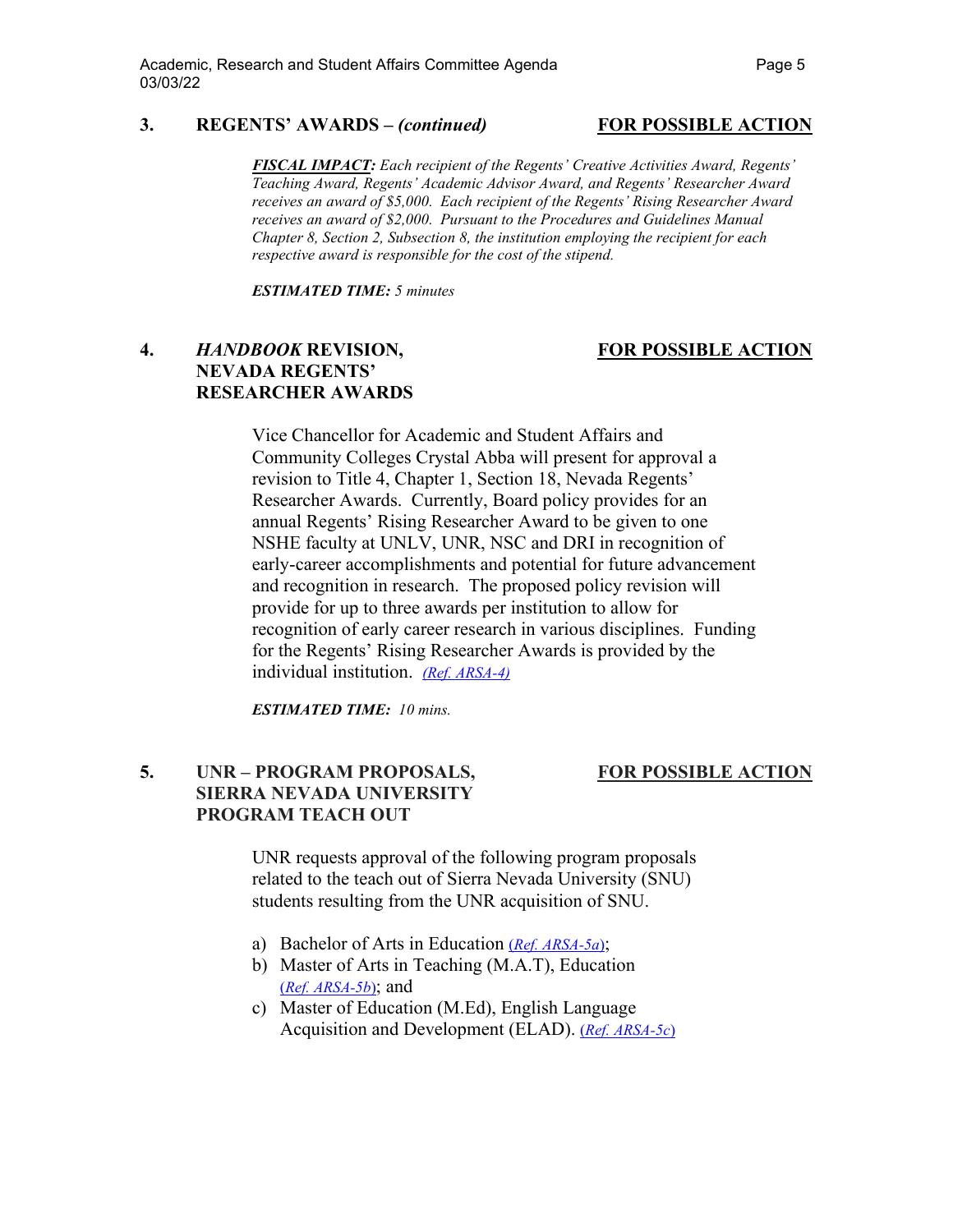**3. REGENTS' AWARDS – *(continued)*** **FOR POSSIBLE ACTION**

***FISCAL IMPACT:*** *Each recipient of the Regents' Creative Activities Award, Regents' Teaching Award, Regents' Academic Advisor Award, and Regents' Researcher Award receives an award of $5,000. Each recipient of the Regents' Rising Researcher Award receives an award of $2,000. Pursuant to the Procedures and Guidelines Manual Chapter 8, Section 2, Subsection 8, the institution employing the recipient for each respective award is responsible for the cost of the stipend.*

***ESTIMATED TIME:*** *5 minutes*

**4. *HANDBOOK* REVISION, NEVADA REGENTS' RESEARCHER AWARDS** **FOR POSSIBLE ACTION**

Vice Chancellor for Academic and Student Affairs and Community Colleges Crystal Abba will present for approval a revision to Title 4, Chapter 1, Section 18, Nevada Regents' Researcher Awards. Currently, Board policy provides for an annual Regents' Rising Researcher Award to be given to one NSHE faculty at UNLV, UNR, NSC and DRI in recognition of early-career accomplishments and potential for future advancement and recognition in research. The proposed policy revision will provide for up to three awards per institution to allow for recognition of early career research in various disciplines. Funding for the Regents' Rising Researcher Awards is provided by the individual institution. *(Ref. ARSA-4)*

***ESTIMATED TIME:*** *10 mins.*

**5. UNR – PROGRAM PROPOSALS, SIERRA NEVADA UNIVERSITY PROGRAM TEACH OUT** **FOR POSSIBLE ACTION**

UNR requests approval of the following program proposals related to the teach out of Sierra Nevada University (SNU) students resulting from the UNR acquisition of SNU.

a) Bachelor of Arts in Education (*Ref. ARSA-5a*);
b) Master of Arts in Teaching (M.A.T), Education (*Ref. ARSA-5b*); and
c) Master of Education (M.Ed), English Language Acquisition and Development (ELAD). (*Ref. ARSA-5c*)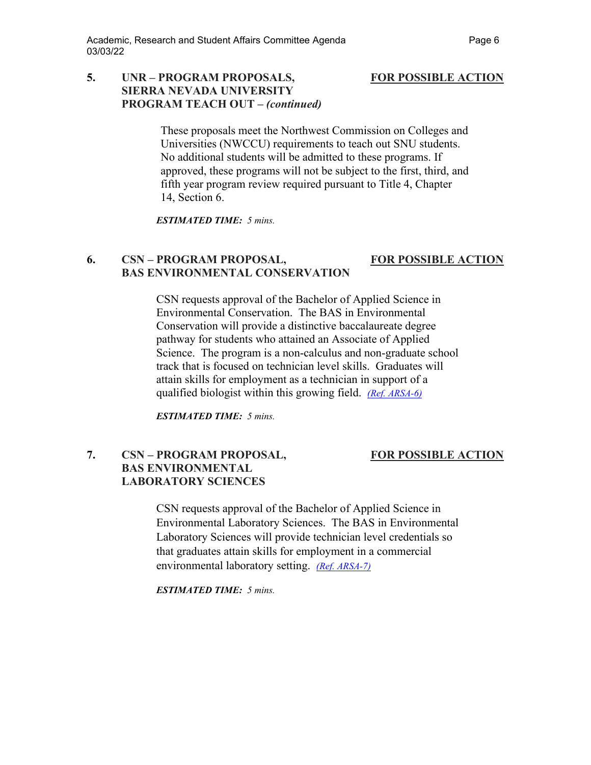**5. UNR – PROGRAM PROPOSALS, SIERRA NEVADA UNIVERSITY PROGRAM TEACH OUT – *(continued)*** **FOR POSSIBLE ACTION**

These proposals meet the Northwest Commission on Colleges and Universities (NWCCU) requirements to teach out SNU students. No additional students will be admitted to these programs. If approved, these programs will not be subject to the first, third, and fifth year program review required pursuant to Title 4, Chapter 14, Section 6.

***ESTIMATED TIME:*** *5 mins.*

**6. CSN – PROGRAM PROPOSAL, BAS ENVIRONMENTAL CONSERVATION** **FOR POSSIBLE ACTION**

CSN requests approval of the Bachelor of Applied Science in Environmental Conservation. The BAS in Environmental Conservation will provide a distinctive baccalaureate degree pathway for students who attained an Associate of Applied Science. The program is a non-calculus and non-graduate school track that is focused on technician level skills. Graduates will attain skills for employment as a technician in support of a qualified biologist within this growing field. *(Ref. ARSA-6)*

***ESTIMATED TIME:*** *5 mins.*

**7. CSN – PROGRAM PROPOSAL, BAS ENVIRONMENTAL LABORATORY SCIENCES** **FOR POSSIBLE ACTION**

CSN requests approval of the Bachelor of Applied Science in Environmental Laboratory Sciences. The BAS in Environmental Laboratory Sciences will provide technician level credentials so that graduates attain skills for employment in a commercial environmental laboratory setting. *(Ref. ARSA-7)*

***ESTIMATED TIME:*** *5 mins.*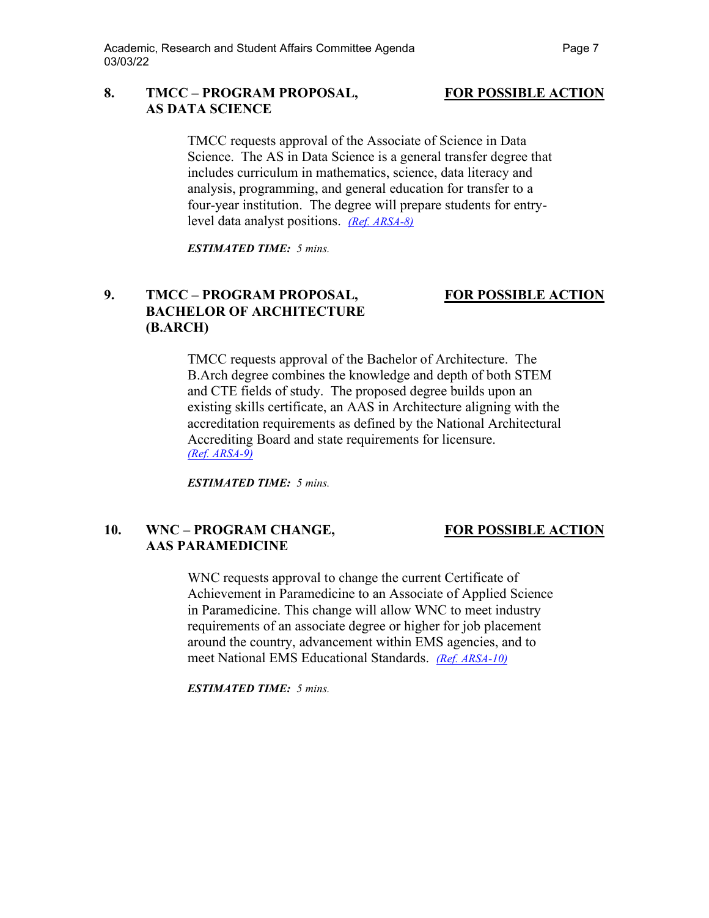**8. TMCC – PROGRAM PROPOSAL, AS DATA SCIENCE** **FOR POSSIBLE ACTION**

TMCC requests approval of the Associate of Science in Data Science. The AS in Data Science is a general transfer degree that includes curriculum in mathematics, science, data literacy and analysis, programming, and general education for transfer to a four-year institution. The degree will prepare students for entry-level data analyst positions. *(Ref. ARSA-8)*

***ESTIMATED TIME:*** *5 mins.*

**9. TMCC – PROGRAM PROPOSAL, BACHELOR OF ARCHITECTURE (B.ARCH)** **FOR POSSIBLE ACTION**

TMCC requests approval of the Bachelor of Architecture. The B.Arch degree combines the knowledge and depth of both STEM and CTE fields of study. The proposed degree builds upon an existing skills certificate, an AAS in Architecture aligning with the accreditation requirements as defined by the National Architectural Accrediting Board and state requirements for licensure. *(Ref. ARSA-9)*

***ESTIMATED TIME:*** *5 mins.*

**10. WNC – PROGRAM CHANGE, AAS PARAMEDICINE** **FOR POSSIBLE ACTION**

WNC requests approval to change the current Certificate of Achievement in Paramedicine to an Associate of Applied Science in Paramedicine. This change will allow WNC to meet industry requirements of an associate degree or higher for job placement around the country, advancement within EMS agencies, and to meet National EMS Educational Standards. *(Ref. ARSA-10)*

***ESTIMATED TIME:*** *5 mins.*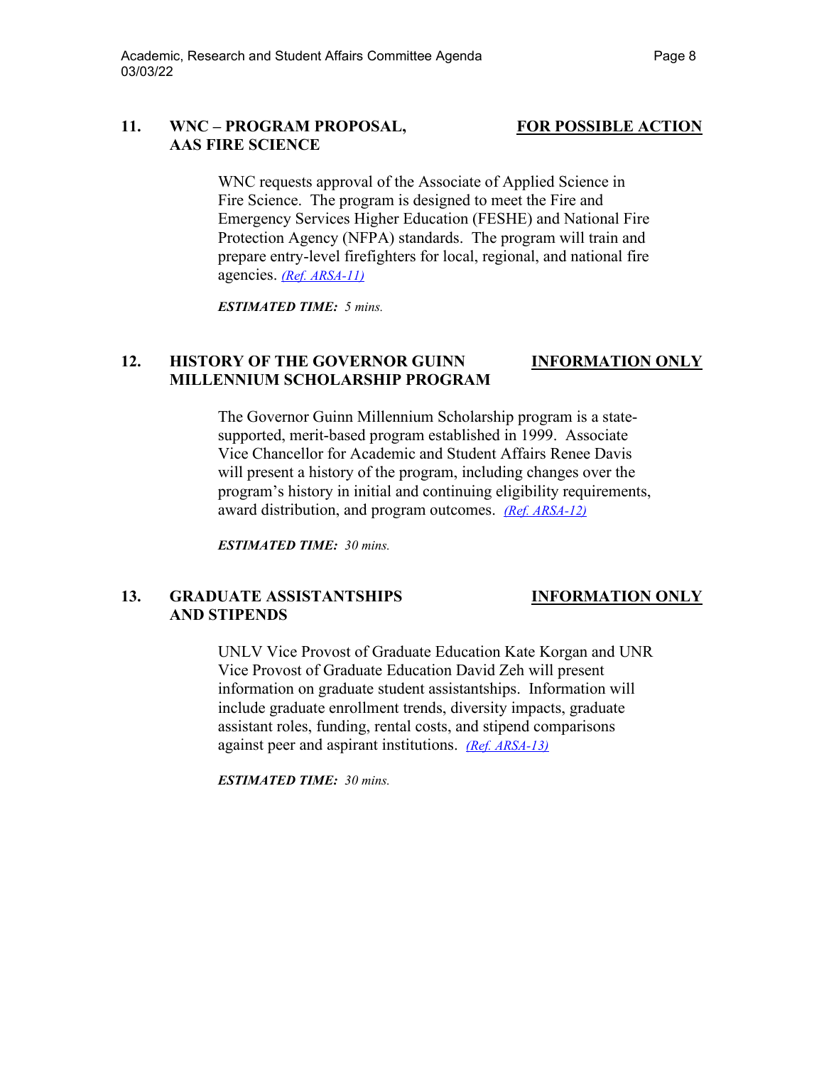## 11. WNC – PROGRAM PROPOSAL, AAS FIRE SCIENCE

**FOR POSSIBLE ACTION**

WNC requests approval of the Associate of Applied Science in Fire Science. The program is designed to meet the Fire and Emergency Services Higher Education (FESHE) and National Fire Protection Agency (NFPA) standards. The program will train and prepare entry-level firefighters for local, regional, and national fire agencies. *(Ref. ARSA-11)*

***ESTIMATED TIME:*** *5 mins.*

## 12. HISTORY OF THE GOVERNOR GUINN MILLENNIUM SCHOLARSHIP PROGRAM

**INFORMATION ONLY**

The Governor Guinn Millennium Scholarship program is a state-supported, merit-based program established in 1999. Associate Vice Chancellor for Academic and Student Affairs Renee Davis will present a history of the program, including changes over the program's history in initial and continuing eligibility requirements, award distribution, and program outcomes. *(Ref. ARSA-12)*

***ESTIMATED TIME:*** *30 mins.*

## 13. GRADUATE ASSISTANTSHIPS AND STIPENDS

**INFORMATION ONLY**

UNLV Vice Provost of Graduate Education Kate Korgan and UNR Vice Provost of Graduate Education David Zeh will present information on graduate student assistantships. Information will include graduate enrollment trends, diversity impacts, graduate assistant roles, funding, rental costs, and stipend comparisons against peer and aspirant institutions. *(Ref. ARSA-13)*

***ESTIMATED TIME:*** *30 mins.*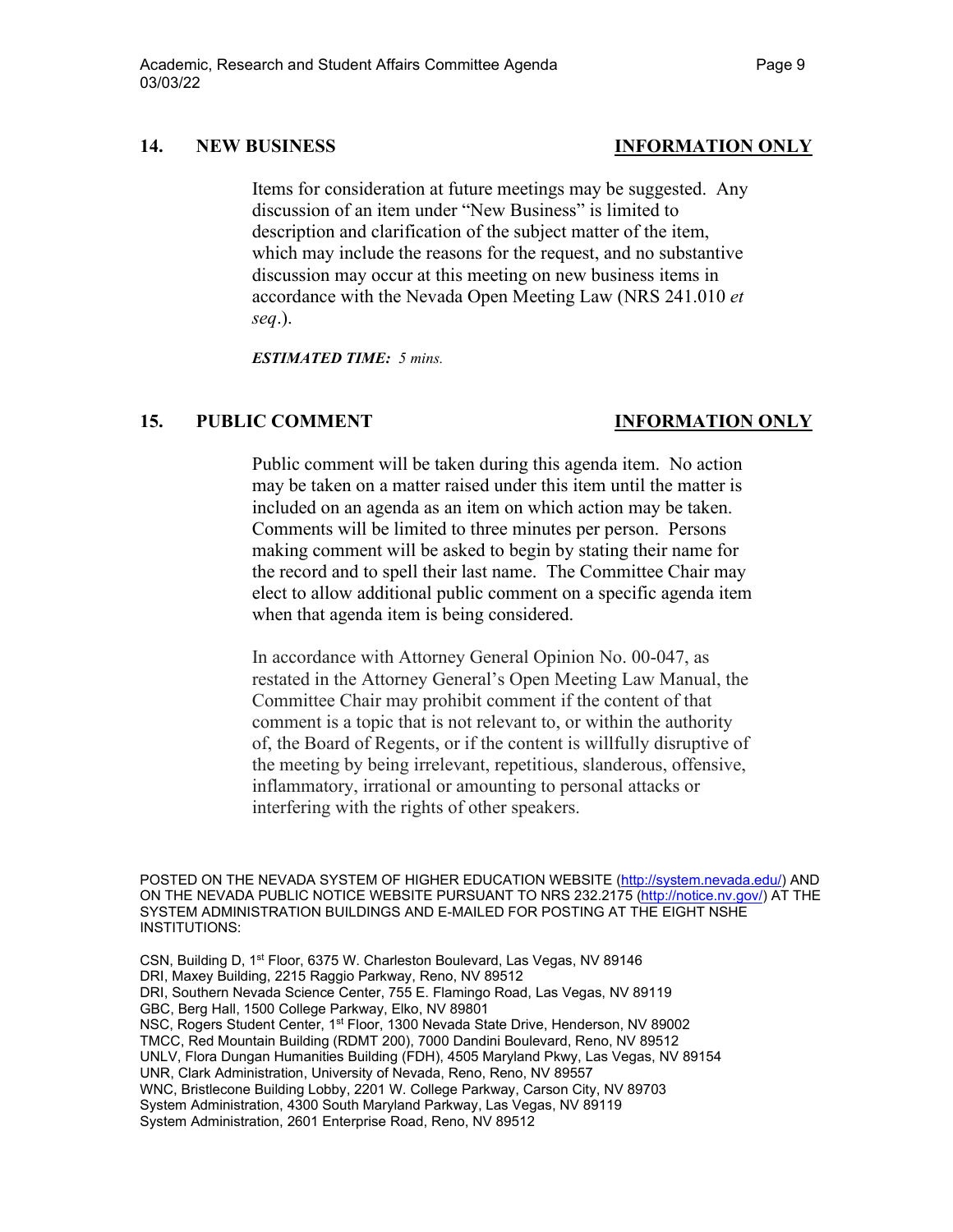## 14. NEW BUSINESS **INFORMATION ONLY**

Items for consideration at future meetings may be suggested. Any discussion of an item under "New Business" is limited to description and clarification of the subject matter of the item, which may include the reasons for the request, and no substantive discussion may occur at this meeting on new business items in accordance with the Nevada Open Meeting Law (NRS 241.010 *et seq*.).

***ESTIMATED TIME:*** *5 mins.*

## 15. PUBLIC COMMENT **INFORMATION ONLY**

Public comment will be taken during this agenda item. No action may be taken on a matter raised under this item until the matter is included on an agenda as an item on which action may be taken. Comments will be limited to three minutes per person. Persons making comment will be asked to begin by stating their name for the record and to spell their last name. The Committee Chair may elect to allow additional public comment on a specific agenda item when that agenda item is being considered.

In accordance with Attorney General Opinion No. 00-047, as restated in the Attorney General's Open Meeting Law Manual, the Committee Chair may prohibit comment if the content of that comment is a topic that is not relevant to, or within the authority of, the Board of Regents, or if the content is willfully disruptive of the meeting by being irrelevant, repetitious, slanderous, offensive, inflammatory, irrational or amounting to personal attacks or interfering with the rights of other speakers.

POSTED ON THE NEVADA SYSTEM OF HIGHER EDUCATION WEBSITE (http://system.nevada.edu/) AND ON THE NEVADA PUBLIC NOTICE WEBSITE PURSUANT TO NRS 232.2175 (http://notice.nv.gov/) AT THE SYSTEM ADMINISTRATION BUILDINGS AND E-MAILED FOR POSTING AT THE EIGHT NSHE INSTITUTIONS:

CSN, Building D, 1st Floor, 6375 W. Charleston Boulevard, Las Vegas, NV 89146
DRI, Maxey Building, 2215 Raggio Parkway, Reno, NV 89512
DRI, Southern Nevada Science Center, 755 E. Flamingo Road, Las Vegas, NV 89119
GBC, Berg Hall, 1500 College Parkway, Elko, NV 89801
NSC, Rogers Student Center, 1st Floor, 1300 Nevada State Drive, Henderson, NV 89002
TMCC, Red Mountain Building (RDMT 200), 7000 Dandini Boulevard, Reno, NV 89512
UNLV, Flora Dungan Humanities Building (FDH), 4505 Maryland Pkwy, Las Vegas, NV 89154
UNR, Clark Administration, University of Nevada, Reno, Reno, NV 89557
WNC, Bristlecone Building Lobby, 2201 W. College Parkway, Carson City, NV 89703
System Administration, 4300 South Maryland Parkway, Las Vegas, NV 89119
System Administration, 2601 Enterprise Road, Reno, NV 89512